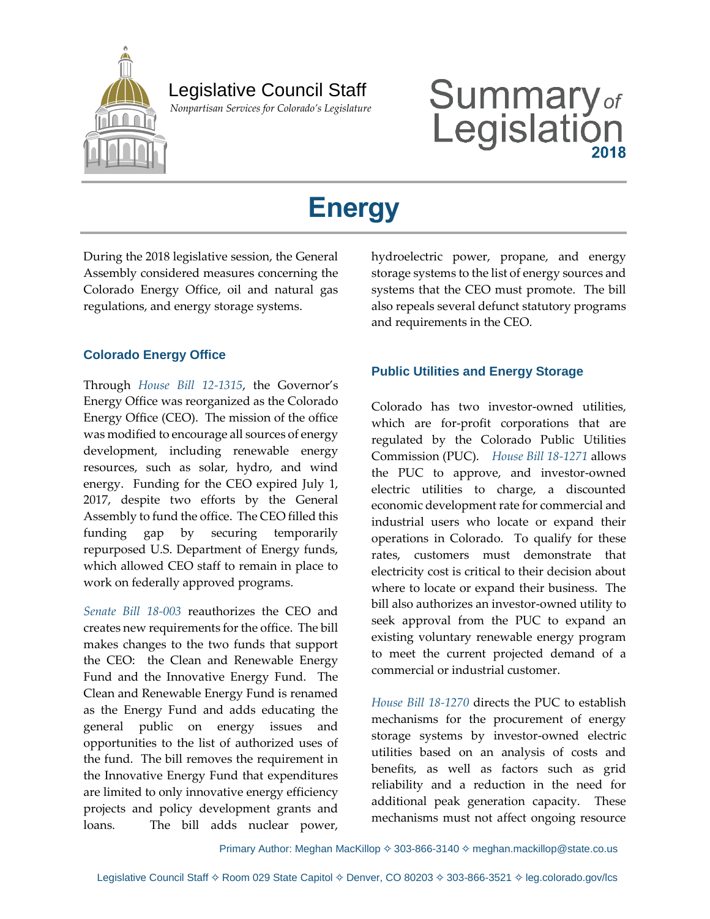Legislative Council Staff

*Nonpartisan Services for Colorado's Legislature*

# Summary of Legislation 2018

# Energy

During the 2018 legislative session, the General Assembly considered measures concerning the Colorado Energy Office, oil and natural gas regulations, and energy storage systems.

## Colorado Energy Office

Through *House Bill 12-1315*, the Governor's Energy Office was reorganized as the Colorado Energy Office (CEO). The mission of the office was modified to encourage all sources of energy development, including renewable energy resources, such as solar, hydro, and wind energy. Funding for the CEO expired July 1, 2017, despite two efforts by the General Assembly to fund the office. The CEO filled this funding gap by securing temporarily repurposed U.S. Department of Energy funds, which allowed CEO staff to remain in place to work on federally approved programs.

*Senate Bill 18-003* reauthorizes the CEO and creates new requirements for the office. The bill makes changes to the two funds that support the CEO: the Clean and Renewable Energy Fund and the Innovative Energy Fund. The Clean and Renewable Energy Fund is renamed as the Energy Fund and adds educating the general public on energy issues and opportunities to the list of authorized uses of the fund. The bill removes the requirement in the Innovative Energy Fund that expenditures are limited to only innovative energy efficiency projects and policy development grants and loans. The bill adds nuclear power, hydroelectric power, propane, and energy storage systems to the list of energy sources and systems that the CEO must promote. The bill also repeals several defunct statutory programs and requirements in the CEO.

## Public Utilities and Energy Storage

Colorado has two investor-owned utilities, which are for-profit corporations that are regulated by the Colorado Public Utilities Commission (PUC). *House Bill 18-1271* allows the PUC to approve, and investor-owned electric utilities to charge, a discounted economic development rate for commercial and industrial users who locate or expand their operations in Colorado. To qualify for these rates, customers must demonstrate that electricity cost is critical to their decision about where to locate or expand their business. The bill also authorizes an investor-owned utility to seek approval from the PUC to expand an existing voluntary renewable energy program to meet the current projected demand of a commercial or industrial customer.

*House Bill 18-1270* directs the PUC to establish mechanisms for the procurement of energy storage systems by investor-owned electric utilities based on an analysis of costs and benefits, as well as factors such as grid reliability and a reduction in the need for additional peak generation capacity. These mechanisms must not affect ongoing resource

Primary Author: Meghan MacKillop ✧ 303-866-3140 ✧ meghan.mackillop@state.co.us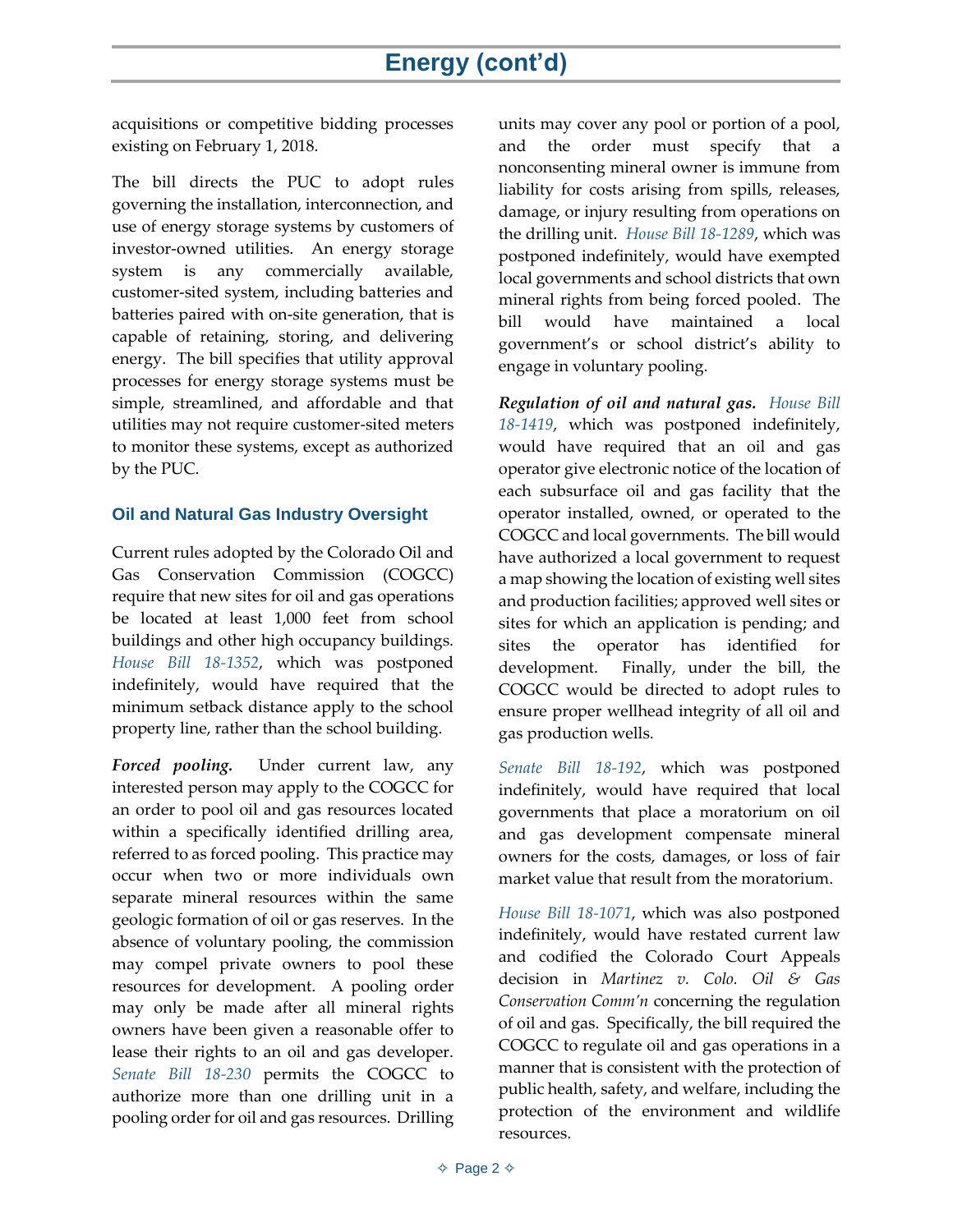acquisitions or competitive bidding processes existing on February 1, 2018.

The bill directs the PUC to adopt rules governing the installation, interconnection, and use of energy storage systems by customers of investor-owned utilities. An energy storage system is any commercially available, customer-sited system, including batteries and batteries paired with on-site generation, that is capable of retaining, storing, and delivering energy. The bill specifies that utility approval processes for energy storage systems must be simple, streamlined, and affordable and that utilities may not require customer-sited meters to monitor these systems, except as authorized by the PUC.

## Oil and Natural Gas Industry Oversight

Current rules adopted by the Colorado Oil and Gas Conservation Commission (COGCC) require that new sites for oil and gas operations be located at least 1,000 feet from school buildings and other high occupancy buildings. *House Bill 18-1352*, which was postponed indefinitely, would have required that the minimum setback distance apply to the school property line, rather than the school building.

***Forced pooling.*** Under current law, any interested person may apply to the COGCC for an order to pool oil and gas resources located within a specifically identified drilling area, referred to as forced pooling. This practice may occur when two or more individuals own separate mineral resources within the same geologic formation of oil or gas reserves. In the absence of voluntary pooling, the commission may compel private owners to pool these resources for development. A pooling order may only be made after all mineral rights owners have been given a reasonable offer to lease their rights to an oil and gas developer. *Senate Bill 18-230* permits the COGCC to authorize more than one drilling unit in a pooling order for oil and gas resources. Drilling units may cover any pool or portion of a pool, and the order must specify that a nonconsenting mineral owner is immune from liability for costs arising from spills, releases, damage, or injury resulting from operations on the drilling unit. *House Bill 18-1289*, which was postponed indefinitely, would have exempted local governments and school districts that own mineral rights from being forced pooled. The bill would have maintained a local government's or school district's ability to engage in voluntary pooling.

***Regulation of oil and natural gas.*** *House Bill 18-1419*, which was postponed indefinitely, would have required that an oil and gas operator give electronic notice of the location of each subsurface oil and gas facility that the operator installed, owned, or operated to the COGCC and local governments. The bill would have authorized a local government to request a map showing the location of existing well sites and production facilities; approved well sites or sites for which an application is pending; and sites the operator has identified for development. Finally, under the bill, the COGCC would be directed to adopt rules to ensure proper wellhead integrity of all oil and gas production wells.

*Senate Bill 18-192*, which was postponed indefinitely, would have required that local governments that place a moratorium on oil and gas development compensate mineral owners for the costs, damages, or loss of fair market value that result from the moratorium.

*House Bill 18-1071*, which was also postponed indefinitely, would have restated current law and codified the Colorado Court Appeals decision in *Martinez v. Colo. Oil & Gas Conservation Comm'n* concerning the regulation of oil and gas. Specifically, the bill required the COGCC to regulate oil and gas operations in a manner that is consistent with the protection of public health, safety, and welfare, including the protection of the environment and wildlife resources.